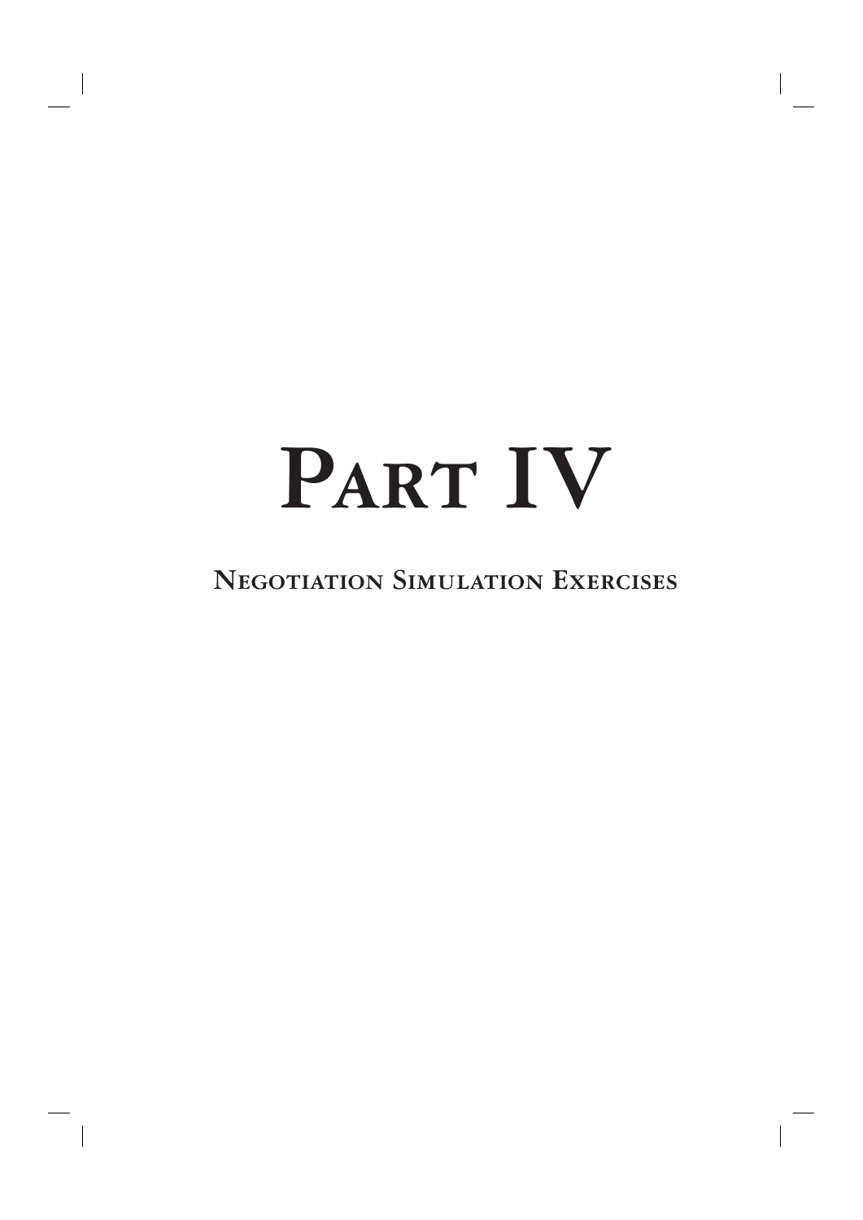# Part IV

## Negotiation Simulation Exercises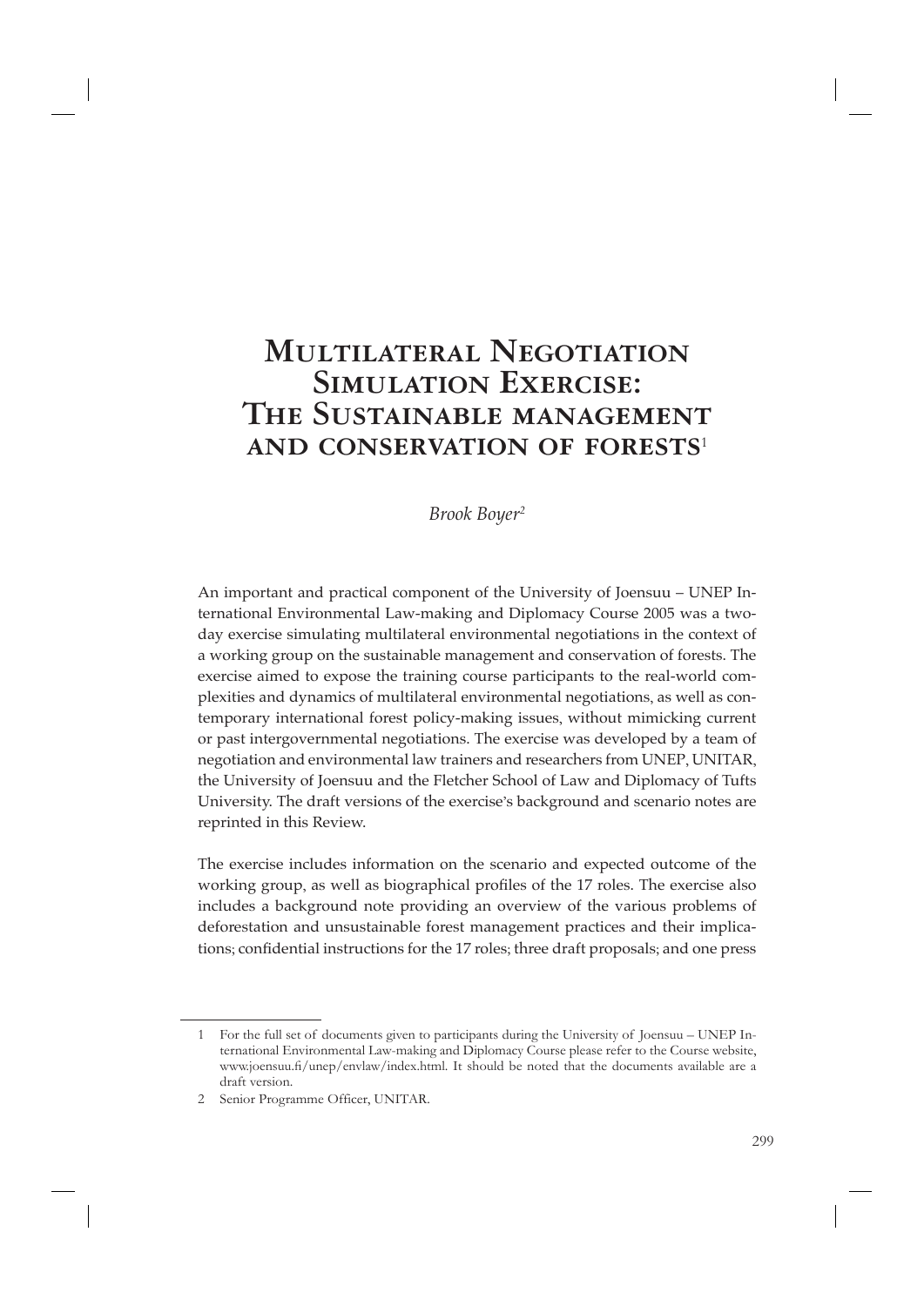# Multilateral Negotiation Simulation Exercise: The Sustainable management and conservation of forests[1]

*Brook Boyer*[2]

An important and practical component of the University of Joensuu – UNEP International Environmental Law-making and Diplomacy Course 2005 was a two-day exercise simulating multilateral environmental negotiations in the context of a working group on the sustainable management and conservation of forests. The exercise aimed to expose the training course participants to the real-world complexities and dynamics of multilateral environmental negotiations, as well as contemporary international forest policy-making issues, without mimicking current or past intergovernmental negotiations. The exercise was developed by a team of negotiation and environmental law trainers and researchers from UNEP, UNITAR, the University of Joensuu and the Fletcher School of Law and Diplomacy of Tufts University. The draft versions of the exercise's background and scenario notes are reprinted in this Review.

The exercise includes information on the scenario and expected outcome of the working group, as well as biographical profiles of the 17 roles. The exercise also includes a background note providing an overview of the various problems of deforestation and unsustainable forest management practices and their implications; confidential instructions for the 17 roles; three draft proposals; and one press

---

1 For the full set of documents given to participants during the University of Joensuu – UNEP International Environmental Law-making and Diplomacy Course please refer to the Course website, www.joensuu.fi/unep/envlaw/index.html. It should be noted that the documents available are a draft version.

2 Senior Programme Officer, UNITAR.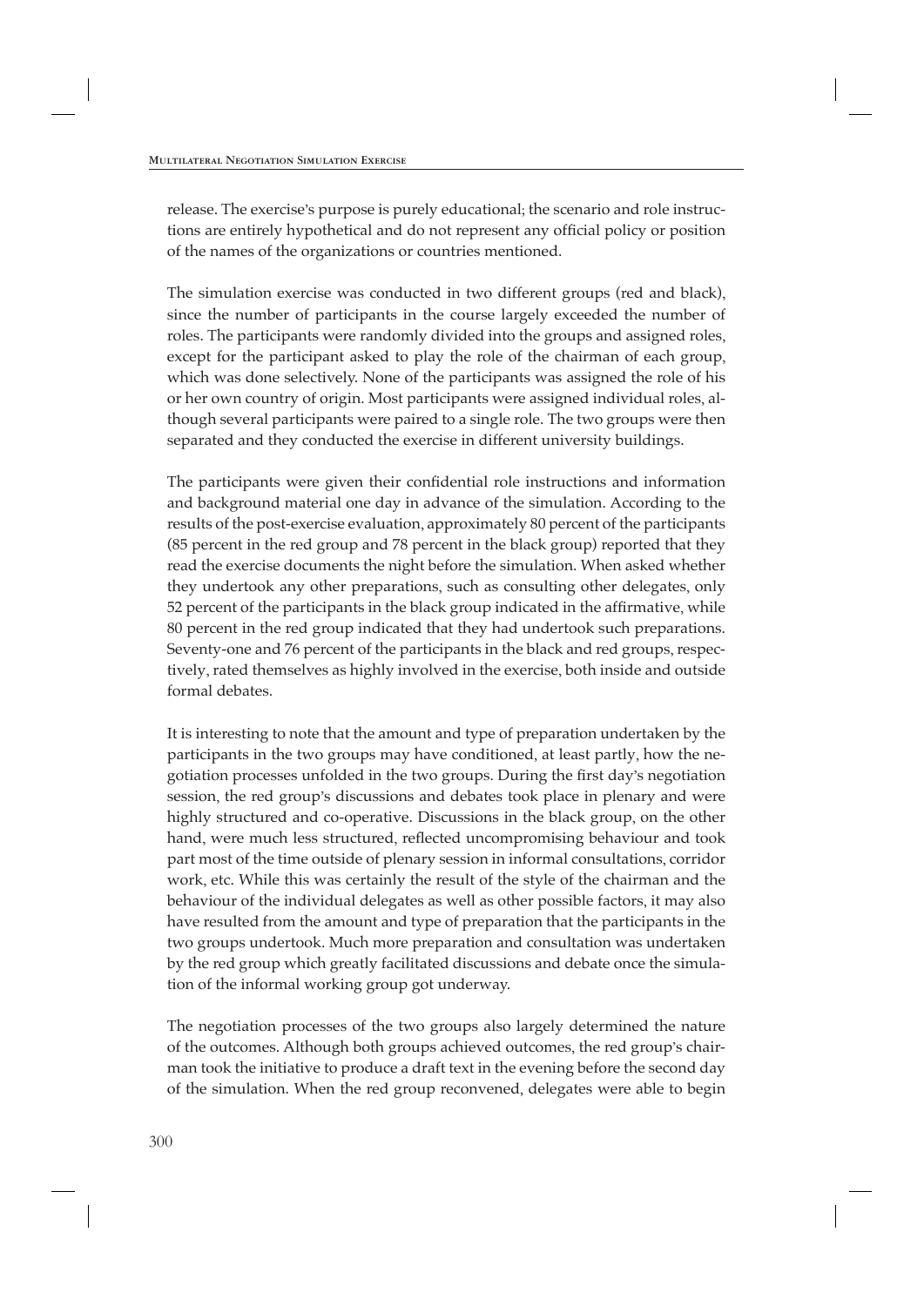release. The exercise's purpose is purely educational; the scenario and role instructions are entirely hypothetical and do not represent any official policy or position of the names of the organizations or countries mentioned.

The simulation exercise was conducted in two different groups (red and black), since the number of participants in the course largely exceeded the number of roles. The participants were randomly divided into the groups and assigned roles, except for the participant asked to play the role of the chairman of each group, which was done selectively. None of the participants was assigned the role of his or her own country of origin. Most participants were assigned individual roles, although several participants were paired to a single role. The two groups were then separated and they conducted the exercise in different university buildings.

The participants were given their confidential role instructions and information and background material one day in advance of the simulation. According to the results of the post-exercise evaluation, approximately 80 percent of the participants (85 percent in the red group and 78 percent in the black group) reported that they read the exercise documents the night before the simulation. When asked whether they undertook any other preparations, such as consulting other delegates, only 52 percent of the participants in the black group indicated in the affirmative, while 80 percent in the red group indicated that they had undertook such preparations. Seventy-one and 76 percent of the participants in the black and red groups, respectively, rated themselves as highly involved in the exercise, both inside and outside formal debates.

It is interesting to note that the amount and type of preparation undertaken by the participants in the two groups may have conditioned, at least partly, how the negotiation processes unfolded in the two groups. During the first day's negotiation session, the red group's discussions and debates took place in plenary and were highly structured and co-operative. Discussions in the black group, on the other hand, were much less structured, reflected uncompromising behaviour and took part most of the time outside of plenary session in informal consultations, corridor work, etc. While this was certainly the result of the style of the chairman and the behaviour of the individual delegates as well as other possible factors, it may also have resulted from the amount and type of preparation that the participants in the two groups undertook. Much more preparation and consultation was undertaken by the red group which greatly facilitated discussions and debate once the simulation of the informal working group got underway.

The negotiation processes of the two groups also largely determined the nature of the outcomes. Although both groups achieved outcomes, the red group's chairman took the initiative to produce a draft text in the evening before the second day of the simulation. When the red group reconvened, delegates were able to begin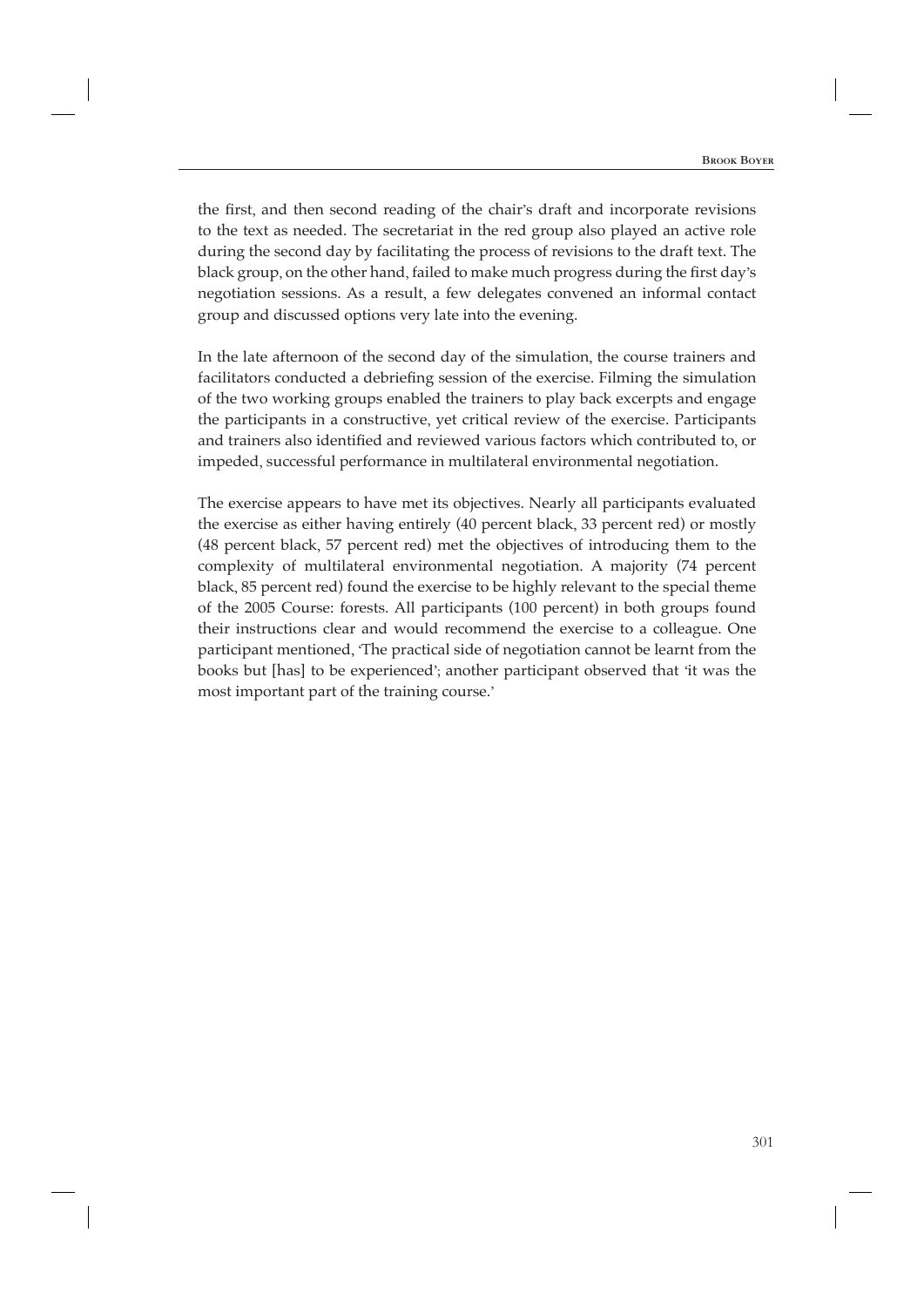the first, and then second reading of the chair's draft and incorporate revisions to the text as needed. The secretariat in the red group also played an active role during the second day by facilitating the process of revisions to the draft text. The black group, on the other hand, failed to make much progress during the first day's negotiation sessions. As a result, a few delegates convened an informal contact group and discussed options very late into the evening.

In the late afternoon of the second day of the simulation, the course trainers and facilitators conducted a debriefing session of the exercise. Filming the simulation of the two working groups enabled the trainers to play back excerpts and engage the participants in a constructive, yet critical review of the exercise. Participants and trainers also identified and reviewed various factors which contributed to, or impeded, successful performance in multilateral environmental negotiation.

The exercise appears to have met its objectives. Nearly all participants evaluated the exercise as either having entirely (40 percent black, 33 percent red) or mostly (48 percent black, 57 percent red) met the objectives of introducing them to the complexity of multilateral environmental negotiation. A majority (74 percent black, 85 percent red) found the exercise to be highly relevant to the special theme of the 2005 Course: forests. All participants (100 percent) in both groups found their instructions clear and would recommend the exercise to a colleague. One participant mentioned, 'The practical side of negotiation cannot be learnt from the books but [has] to be experienced'; another participant observed that 'it was the most important part of the training course.'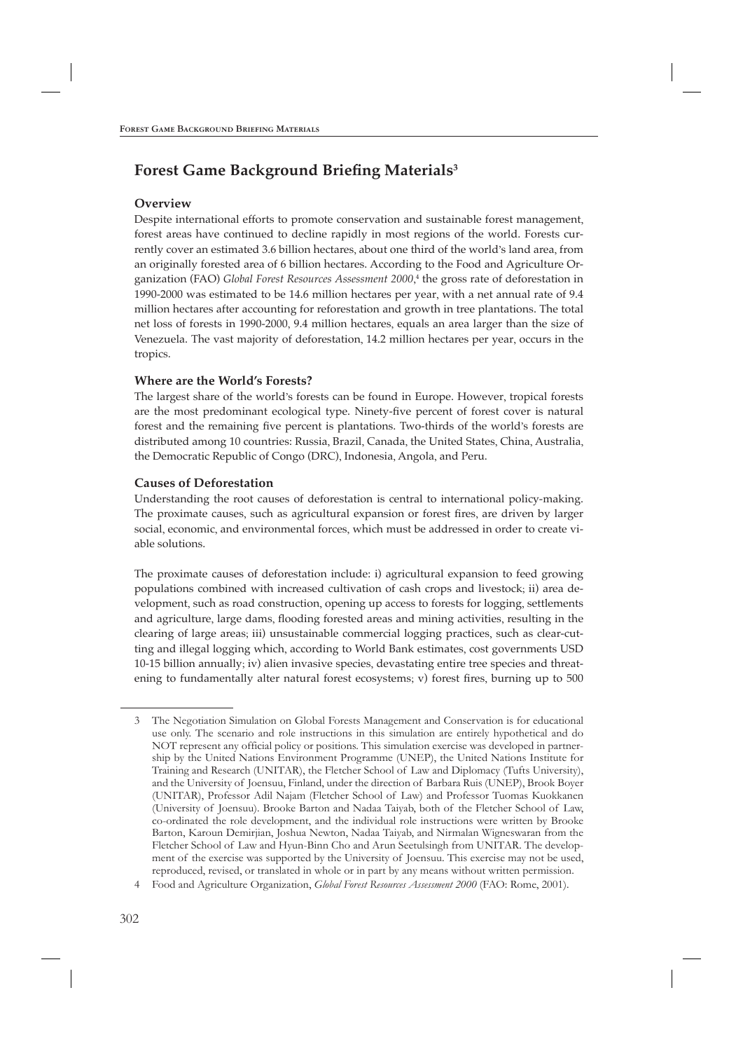## Forest Game Background Briefing Materials[3]

### Overview

Despite international efforts to promote conservation and sustainable forest management, forest areas have continued to decline rapidly in most regions of the world. Forests currently cover an estimated 3.6 billion hectares, about one third of the world's land area, from an originally forested area of 6 billion hectares. According to the Food and Agriculture Organization (FAO) *Global Forest Resources Assessment 2000*,[4] the gross rate of deforestation in 1990-2000 was estimated to be 14.6 million hectares per year, with a net annual rate of 9.4 million hectares after accounting for reforestation and growth in tree plantations. The total net loss of forests in 1990-2000, 9.4 million hectares, equals an area larger than the size of Venezuela. The vast majority of deforestation, 14.2 million hectares per year, occurs in the tropics.

### Where are the World's Forests?

The largest share of the world's forests can be found in Europe. However, tropical forests are the most predominant ecological type. Ninety-five percent of forest cover is natural forest and the remaining five percent is plantations. Two-thirds of the world's forests are distributed among 10 countries: Russia, Brazil, Canada, the United States, China, Australia, the Democratic Republic of Congo (DRC), Indonesia, Angola, and Peru.

### Causes of Deforestation

Understanding the root causes of deforestation is central to international policy-making. The proximate causes, such as agricultural expansion or forest fires, are driven by larger social, economic, and environmental forces, which must be addressed in order to create viable solutions.

The proximate causes of deforestation include: i) agricultural expansion to feed growing populations combined with increased cultivation of cash crops and livestock; ii) area development, such as road construction, opening up access to forests for logging, settlements and agriculture, large dams, flooding forested areas and mining activities, resulting in the clearing of large areas; iii) unsustainable commercial logging practices, such as clear-cutting and illegal logging which, according to World Bank estimates, cost governments USD 10-15 billion annually; iv) alien invasive species, devastating entire tree species and threatening to fundamentally alter natural forest ecosystems; v) forest fires, burning up to 500

---

[3] The Negotiation Simulation on Global Forests Management and Conservation is for educational use only. The scenario and role instructions in this simulation are entirely hypothetical and do NOT represent any official policy or positions. This simulation exercise was developed in partnership by the United Nations Environment Programme (UNEP), the United Nations Institute for Training and Research (UNITAR), the Fletcher School of Law and Diplomacy (Tufts University), and the University of Joensuu, Finland, under the direction of Barbara Ruis (UNEP), Brook Boyer (UNITAR), Professor Adil Najam (Fletcher School of Law) and Professor Tuomas Kuokkanen (University of Joensuu). Brooke Barton and Nadaa Taiyab, both of the Fletcher School of Law, co-ordinated the role development, and the individual role instructions were written by Brooke Barton, Karoun Demirjian, Joshua Newton, Nadaa Taiyab, and Nirmalan Wigneswaran from the Fletcher School of Law and Hyun-Binn Cho and Arun Seetulsingh from UNITAR. The development of the exercise was supported by the University of Joensuu. This exercise may not be used, reproduced, revised, or translated in whole or in part by any means without written permission.

[4] Food and Agriculture Organization, *Global Forest Resources Assessment 2000* (FAO: Rome, 2001).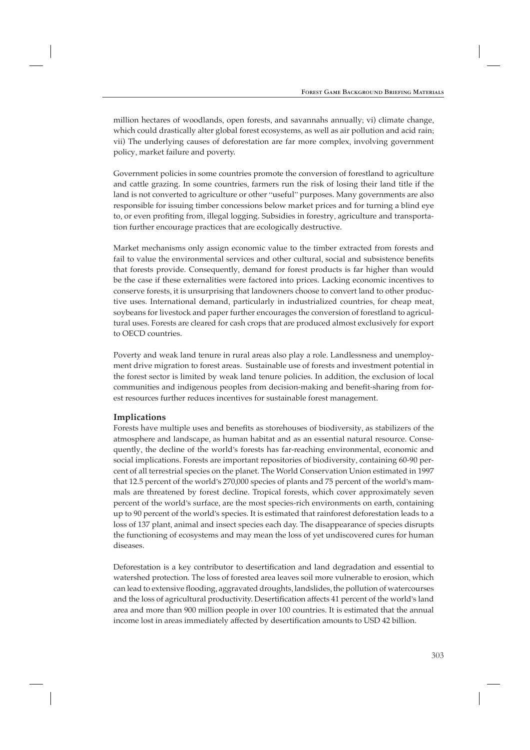million hectares of woodlands, open forests, and savannahs annually; vi) climate change, which could drastically alter global forest ecosystems, as well as air pollution and acid rain; vii) The underlying causes of deforestation are far more complex, involving government policy, market failure and poverty.

Government policies in some countries promote the conversion of forestland to agriculture and cattle grazing. In some countries, farmers run the risk of losing their land title if the land is not converted to agriculture or other "useful" purposes. Many governments are also responsible for issuing timber concessions below market prices and for turning a blind eye to, or even profiting from, illegal logging. Subsidies in forestry, agriculture and transportation further encourage practices that are ecologically destructive.

Market mechanisms only assign economic value to the timber extracted from forests and fail to value the environmental services and other cultural, social and subsistence benefits that forests provide. Consequently, demand for forest products is far higher than would be the case if these externalities were factored into prices. Lacking economic incentives to conserve forests, it is unsurprising that landowners choose to convert land to other productive uses. International demand, particularly in industrialized countries, for cheap meat, soybeans for livestock and paper further encourages the conversion of forestland to agricultural uses. Forests are cleared for cash crops that are produced almost exclusively for export to OECD countries.

Poverty and weak land tenure in rural areas also play a role. Landlessness and unemployment drive migration to forest areas. Sustainable use of forests and investment potential in the forest sector is limited by weak land tenure policies. In addition, the exclusion of local communities and indigenous peoples from decision-making and benefit-sharing from forest resources further reduces incentives for sustainable forest management.

### Implications

Forests have multiple uses and benefits as storehouses of biodiversity, as stabilizers of the atmosphere and landscape, as human habitat and as an essential natural resource. Consequently, the decline of the world's forests has far-reaching environmental, economic and social implications. Forests are important repositories of biodiversity, containing 60-90 percent of all terrestrial species on the planet. The World Conservation Union estimated in 1997 that 12.5 percent of the world's 270,000 species of plants and 75 percent of the world's mammals are threatened by forest decline. Tropical forests, which cover approximately seven percent of the world's surface, are the most species-rich environments on earth, containing up to 90 percent of the world's species. It is estimated that rainforest deforestation leads to a loss of 137 plant, animal and insect species each day. The disappearance of species disrupts the functioning of ecosystems and may mean the loss of yet undiscovered cures for human diseases.

Deforestation is a key contributor to desertification and land degradation and essential to watershed protection. The loss of forested area leaves soil more vulnerable to erosion, which can lead to extensive flooding, aggravated droughts, landslides, the pollution of watercourses and the loss of agricultural productivity. Desertification affects 41 percent of the world's land area and more than 900 million people in over 100 countries. It is estimated that the annual income lost in areas immediately affected by desertification amounts to USD 42 billion.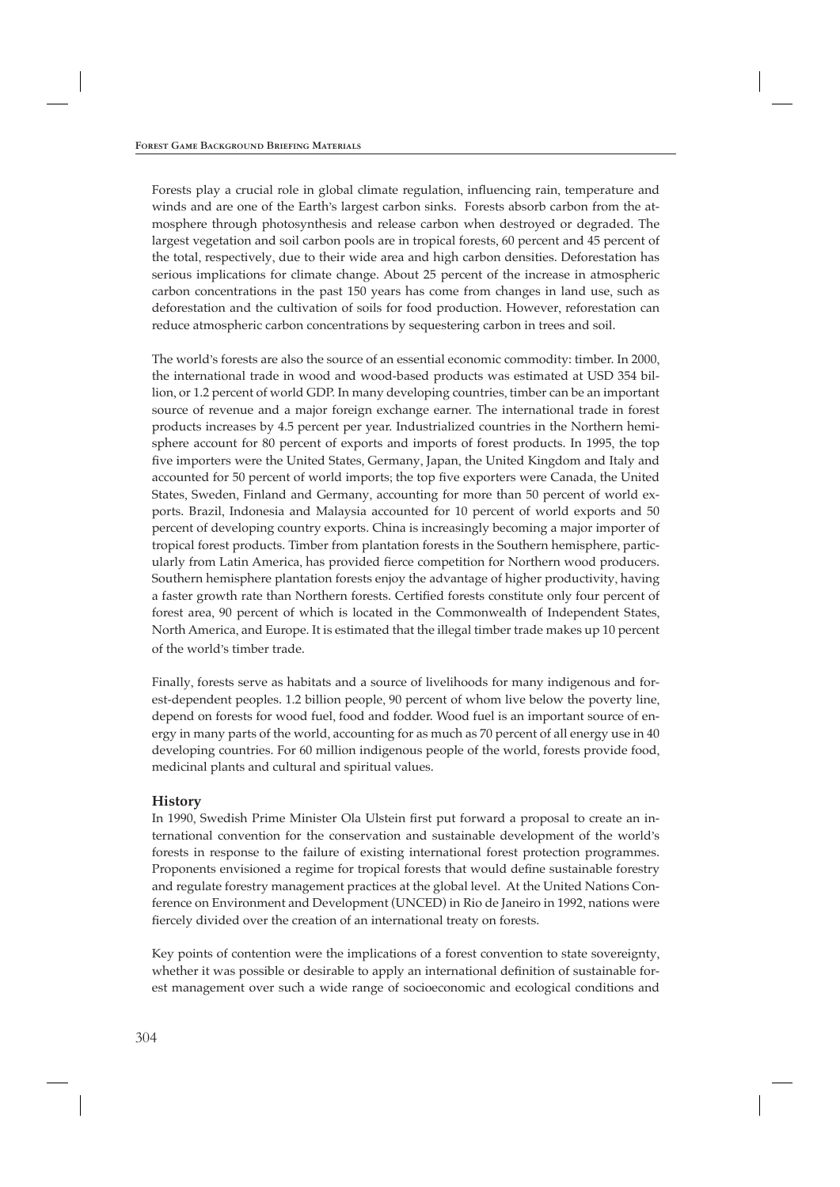Forests play a crucial role in global climate regulation, influencing rain, temperature and winds and are one of the Earth's largest carbon sinks. Forests absorb carbon from the atmosphere through photosynthesis and release carbon when destroyed or degraded. The largest vegetation and soil carbon pools are in tropical forests, 60 percent and 45 percent of the total, respectively, due to their wide area and high carbon densities. Deforestation has serious implications for climate change. About 25 percent of the increase in atmospheric carbon concentrations in the past 150 years has come from changes in land use, such as deforestation and the cultivation of soils for food production. However, reforestation can reduce atmospheric carbon concentrations by sequestering carbon in trees and soil.

The world's forests are also the source of an essential economic commodity: timber. In 2000, the international trade in wood and wood-based products was estimated at USD 354 billion, or 1.2 percent of world GDP. In many developing countries, timber can be an important source of revenue and a major foreign exchange earner. The international trade in forest products increases by 4.5 percent per year. Industrialized countries in the Northern hemisphere account for 80 percent of exports and imports of forest products. In 1995, the top five importers were the United States, Germany, Japan, the United Kingdom and Italy and accounted for 50 percent of world imports; the top five exporters were Canada, the United States, Sweden, Finland and Germany, accounting for more than 50 percent of world exports. Brazil, Indonesia and Malaysia accounted for 10 percent of world exports and 50 percent of developing country exports. China is increasingly becoming a major importer of tropical forest products. Timber from plantation forests in the Southern hemisphere, particularly from Latin America, has provided fierce competition for Northern wood producers. Southern hemisphere plantation forests enjoy the advantage of higher productivity, having a faster growth rate than Northern forests. Certified forests constitute only four percent of forest area, 90 percent of which is located in the Commonwealth of Independent States, North America, and Europe. It is estimated that the illegal timber trade makes up 10 percent of the world's timber trade.

Finally, forests serve as habitats and a source of livelihoods for many indigenous and forest-dependent peoples. 1.2 billion people, 90 percent of whom live below the poverty line, depend on forests for wood fuel, food and fodder. Wood fuel is an important source of energy in many parts of the world, accounting for as much as 70 percent of all energy use in 40 developing countries. For 60 million indigenous people of the world, forests provide food, medicinal plants and cultural and spiritual values.

### History

In 1990, Swedish Prime Minister Ola Ulstein first put forward a proposal to create an international convention for the conservation and sustainable development of the world's forests in response to the failure of existing international forest protection programmes. Proponents envisioned a regime for tropical forests that would define sustainable forestry and regulate forestry management practices at the global level. At the United Nations Conference on Environment and Development (UNCED) in Rio de Janeiro in 1992, nations were fiercely divided over the creation of an international treaty on forests.

Key points of contention were the implications of a forest convention to state sovereignty, whether it was possible or desirable to apply an international definition of sustainable forest management over such a wide range of socioeconomic and ecological conditions and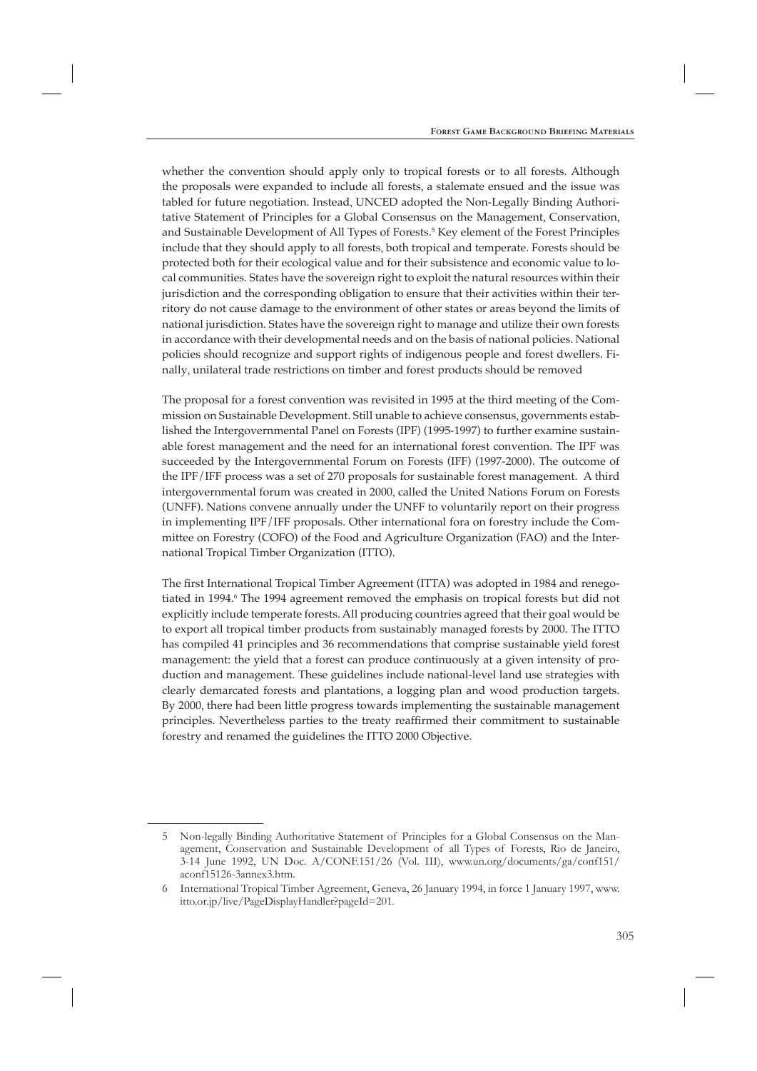whether the convention should apply only to tropical forests or to all forests. Although the proposals were expanded to include all forests, a stalemate ensued and the issue was tabled for future negotiation. Instead, UNCED adopted the Non-Legally Binding Authoritative Statement of Principles for a Global Consensus on the Management, Conservation, and Sustainable Development of All Types of Forests.[5] Key element of the Forest Principles include that they should apply to all forests, both tropical and temperate. Forests should be protected both for their ecological value and for their subsistence and economic value to local communities. States have the sovereign right to exploit the natural resources within their jurisdiction and the corresponding obligation to ensure that their activities within their territory do not cause damage to the environment of other states or areas beyond the limits of national jurisdiction. States have the sovereign right to manage and utilize their own forests in accordance with their developmental needs and on the basis of national policies. National policies should recognize and support rights of indigenous people and forest dwellers. Finally, unilateral trade restrictions on timber and forest products should be removed

The proposal for a forest convention was revisited in 1995 at the third meeting of the Commission on Sustainable Development. Still unable to achieve consensus, governments established the Intergovernmental Panel on Forests (IPF) (1995-1997) to further examine sustainable forest management and the need for an international forest convention. The IPF was succeeded by the Intergovernmental Forum on Forests (IFF) (1997-2000). The outcome of the IPF/IFF process was a set of 270 proposals for sustainable forest management. A third intergovernmental forum was created in 2000, called the United Nations Forum on Forests (UNFF). Nations convene annually under the UNFF to voluntarily report on their progress in implementing IPF/IFF proposals. Other international fora on forestry include the Committee on Forestry (COFO) of the Food and Agriculture Organization (FAO) and the International Tropical Timber Organization (ITTO).

The first International Tropical Timber Agreement (ITTA) was adopted in 1984 and renegotiated in 1994.[6] The 1994 agreement removed the emphasis on tropical forests but did not explicitly include temperate forests. All producing countries agreed that their goal would be to export all tropical timber products from sustainably managed forests by 2000. The ITTO has compiled 41 principles and 36 recommendations that comprise sustainable yield forest management: the yield that a forest can produce continuously at a given intensity of production and management. These guidelines include national-level land use strategies with clearly demarcated forests and plantations, a logging plan and wood production targets. By 2000, there had been little progress towards implementing the sustainable management principles. Nevertheless parties to the treaty reaffirmed their commitment to sustainable forestry and renamed the guidelines the ITTO 2000 Objective.

---

5 Non-legally Binding Authoritative Statement of Principles for a Global Consensus on the Management, Conservation and Sustainable Development of all Types of Forests, Rio de Janeiro, 3-14 June 1992, UN Doc. A/CONF.151/26 (Vol. III), www.un.org/documents/ga/conf151/aconf15126-3annex3.htm.

6 International Tropical Timber Agreement, Geneva, 26 January 1994, in force 1 January 1997, www.itto.or.jp/live/PageDisplayHandler?pageId=201.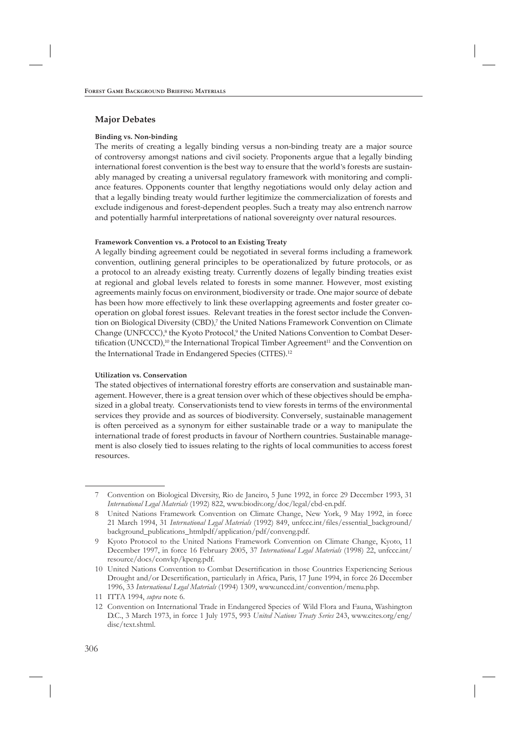## Major Debates

### Binding vs. Non-binding

The merits of creating a legally binding versus a non-binding treaty are a major source of controversy amongst nations and civil society. Proponents argue that a legally binding international forest convention is the best way to ensure that the world's forests are sustainably managed by creating a universal regulatory framework with monitoring and compliance features. Opponents counter that lengthy negotiations would only delay action and that a legally binding treaty would further legitimize the commercialization of forests and exclude indigenous and forest-dependent peoples. Such a treaty may also entrench narrow and potentially harmful interpretations of national sovereignty over natural resources.

### Framework Convention vs. a Protocol to an Existing Treaty

A legally binding agreement could be negotiated in several forms including a framework convention, outlining general principles to be operationalized by future protocols, or as a protocol to an already existing treaty. Currently dozens of legally binding treaties exist at regional and global levels related to forests in some manner. However, most existing agreements mainly focus on environment, biodiversity or trade. One major source of debate has been how more effectively to link these overlapping agreements and foster greater co-operation on global forest issues. Relevant treaties in the forest sector include the Convention on Biological Diversity (CBD),[7] the United Nations Framework Convention on Climate Change (UNFCCC),[8] the Kyoto Protocol,[9] the United Nations Convention to Combat Desertification (UNCCD),[10] the International Tropical Timber Agreement[11] and the Convention on the International Trade in Endangered Species (CITES).[12]

### Utilization vs. Conservation

The stated objectives of international forestry efforts are conservation and sustainable management. However, there is a great tension over which of these objectives should be emphasized in a global treaty. Conservationists tend to view forests in terms of the environmental services they provide and as sources of biodiversity. Conversely, sustainable management is often perceived as a synonym for either sustainable trade or a way to manipulate the international trade of forest products in favour of Northern countries. Sustainable management is also closely tied to issues relating to the rights of local communities to access forest resources.

---

7 Convention on Biological Diversity, Rio de Janeiro, 5 June 1992, in force 29 December 1993, 31 *International Legal Materials* (1992) 822, www.biodiv.org/doc/legal/cbd-en.pdf.

8 United Nations Framework Convention on Climate Change, New York, 9 May 1992, in force 21 March 1994, 31 *International Legal Materials* (1992) 849, unfccc.int/files/essential_background/background_publications_htmlpdf/application/pdf/conveng.pdf.

9 Kyoto Protocol to the United Nations Framework Convention on Climate Change, Kyoto, 11 December 1997, in force 16 February 2005, 37 *International Legal Materials* (1998) 22, unfccc.int/resource/docs/convkp/kpeng.pdf.

10 United Nations Convention to Combat Desertification in those Countries Experiencing Serious Drought and/or Desertification, particularly in Africa, Paris, 17 June 1994, in force 26 December 1996, 33 *International Legal Materials* (1994) 1309, www.unccd.int/convention/menu.php.

11 ITTA 1994, *supra* note 6.

12 Convention on International Trade in Endangered Species of Wild Flora and Fauna, Washington D.C., 3 March 1973, in force 1 July 1975, 993 *United Nations Treaty Series* 243, www.cites.org/eng/disc/text.shtml.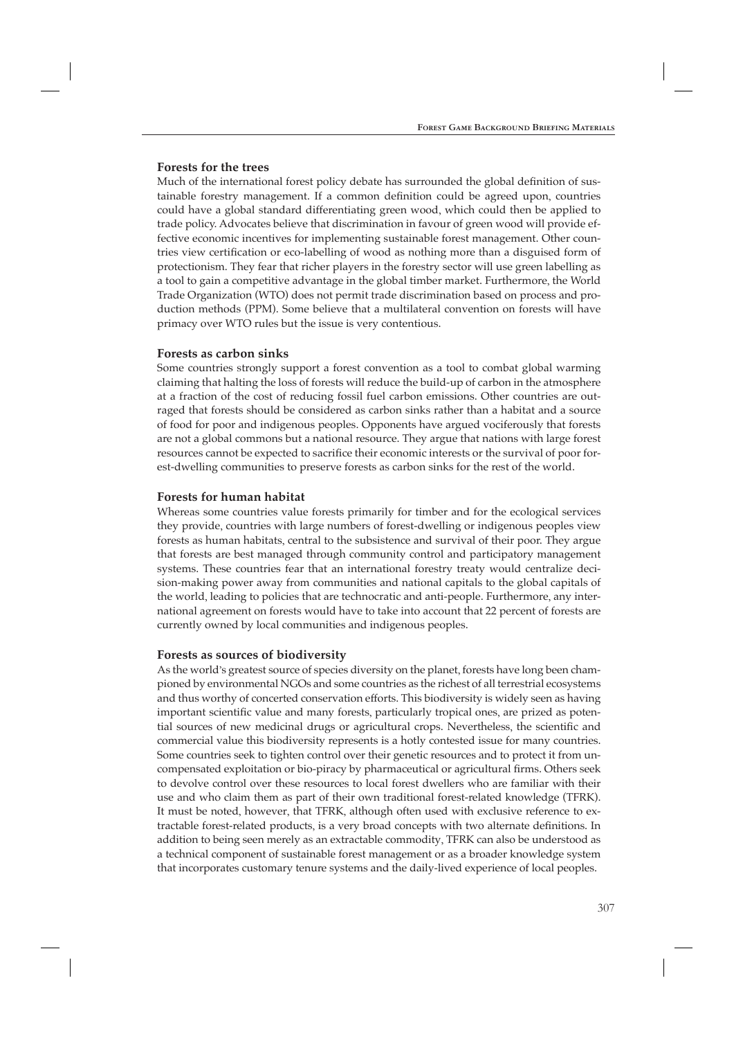### Forests for the trees

Much of the international forest policy debate has surrounded the global definition of sustainable forestry management. If a common definition could be agreed upon, countries could have a global standard differentiating green wood, which could then be applied to trade policy. Advocates believe that discrimination in favour of green wood will provide effective economic incentives for implementing sustainable forest management. Other countries view certification or eco-labelling of wood as nothing more than a disguised form of protectionism. They fear that richer players in the forestry sector will use green labelling as a tool to gain a competitive advantage in the global timber market. Furthermore, the World Trade Organization (WTO) does not permit trade discrimination based on process and production methods (PPM). Some believe that a multilateral convention on forests will have primacy over WTO rules but the issue is very contentious.

### Forests as carbon sinks

Some countries strongly support a forest convention as a tool to combat global warming claiming that halting the loss of forests will reduce the build-up of carbon in the atmosphere at a fraction of the cost of reducing fossil fuel carbon emissions. Other countries are outraged that forests should be considered as carbon sinks rather than a habitat and a source of food for poor and indigenous peoples. Opponents have argued vociferously that forests are not a global commons but a national resource. They argue that nations with large forest resources cannot be expected to sacrifice their economic interests or the survival of poor forest-dwelling communities to preserve forests as carbon sinks for the rest of the world.

### Forests for human habitat

Whereas some countries value forests primarily for timber and for the ecological services they provide, countries with large numbers of forest-dwelling or indigenous peoples view forests as human habitats, central to the subsistence and survival of their poor. They argue that forests are best managed through community control and participatory management systems. These countries fear that an international forestry treaty would centralize decision-making power away from communities and national capitals to the global capitals of the world, leading to policies that are technocratic and anti-people. Furthermore, any international agreement on forests would have to take into account that 22 percent of forests are currently owned by local communities and indigenous peoples.

### Forests as sources of biodiversity

As the world's greatest source of species diversity on the planet, forests have long been championed by environmental NGOs and some countries as the richest of all terrestrial ecosystems and thus worthy of concerted conservation efforts. This biodiversity is widely seen as having important scientific value and many forests, particularly tropical ones, are prized as potential sources of new medicinal drugs or agricultural crops. Nevertheless, the scientific and commercial value this biodiversity represents is a hotly contested issue for many countries. Some countries seek to tighten control over their genetic resources and to protect it from uncompensated exploitation or bio-piracy by pharmaceutical or agricultural firms. Others seek to devolve control over these resources to local forest dwellers who are familiar with their use and who claim them as part of their own traditional forest-related knowledge (TFRK). It must be noted, however, that TFRK, although often used with exclusive reference to extractable forest-related products, is a very broad concepts with two alternate definitions. In addition to being seen merely as an extractable commodity, TFRK can also be understood as a technical component of sustainable forest management or as a broader knowledge system that incorporates customary tenure systems and the daily-lived experience of local peoples.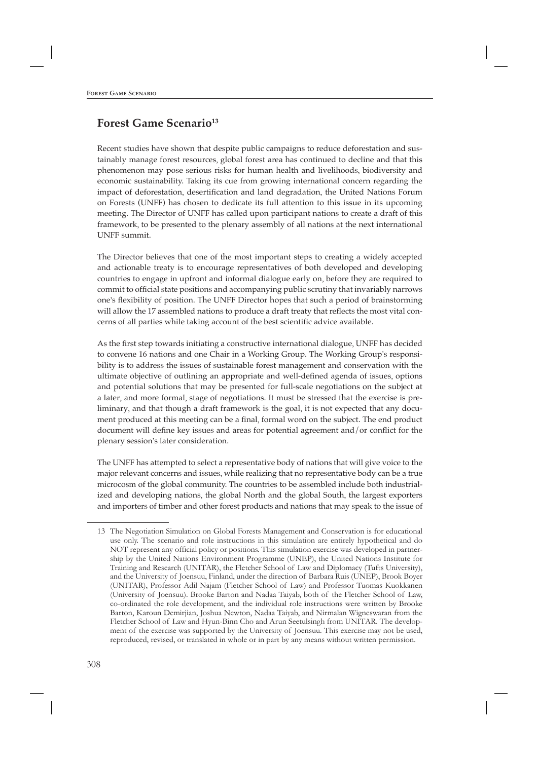## Forest Game Scenario[13]

Recent studies have shown that despite public campaigns to reduce deforestation and sustainably manage forest resources, global forest area has continued to decline and that this phenomenon may pose serious risks for human health and livelihoods, biodiversity and economic sustainability. Taking its cue from growing international concern regarding the impact of deforestation, desertification and land degradation, the United Nations Forum on Forests (UNFF) has chosen to dedicate its full attention to this issue in its upcoming meeting. The Director of UNFF has called upon participant nations to create a draft of this framework, to be presented to the plenary assembly of all nations at the next international UNFF summit.

The Director believes that one of the most important steps to creating a widely accepted and actionable treaty is to encourage representatives of both developed and developing countries to engage in upfront and informal dialogue early on, before they are required to commit to official state positions and accompanying public scrutiny that invariably narrows one's flexibility of position. The UNFF Director hopes that such a period of brainstorming will allow the 17 assembled nations to produce a draft treaty that reflects the most vital concerns of all parties while taking account of the best scientific advice available.

As the first step towards initiating a constructive international dialogue, UNFF has decided to convene 16 nations and one Chair in a Working Group. The Working Group's responsibility is to address the issues of sustainable forest management and conservation with the ultimate objective of outlining an appropriate and well-defined agenda of issues, options and potential solutions that may be presented for full-scale negotiations on the subject at a later, and more formal, stage of negotiations. It must be stressed that the exercise is preliminary, and that though a draft framework is the goal, it is not expected that any document produced at this meeting can be a final, formal word on the subject. The end product document will define key issues and areas for potential agreement and/or conflict for the plenary session's later consideration.

The UNFF has attempted to select a representative body of nations that will give voice to the major relevant concerns and issues, while realizing that no representative body can be a true microcosm of the global community. The countries to be assembled include both industrialized and developing nations, the global North and the global South, the largest exporters and importers of timber and other forest products and nations that may speak to the issue of

---

13 The Negotiation Simulation on Global Forests Management and Conservation is for educational use only. The scenario and role instructions in this simulation are entirely hypothetical and do NOT represent any official policy or positions. This simulation exercise was developed in partnership by the United Nations Environment Programme (UNEP), the United Nations Institute for Training and Research (UNITAR), the Fletcher School of Law and Diplomacy (Tufts University), and the University of Joensuu, Finland, under the direction of Barbara Ruis (UNEP), Brook Boyer (UNITAR), Professor Adil Najam (Fletcher School of Law) and Professor Tuomas Kuokkanen (University of Joensuu). Brooke Barton and Nadaa Taiyab, both of the Fletcher School of Law, co-ordinated the role development, and the individual role instructions were written by Brooke Barton, Karoun Demirjian, Joshua Newton, Nadaa Taiyab, and Nirmalan Wigneswaran from the Fletcher School of Law and Hyun-Binn Cho and Arun Seetulsingh from UNITAR. The development of the exercise was supported by the University of Joensuu. This exercise may not be used, reproduced, revised, or translated in whole or in part by any means without written permission.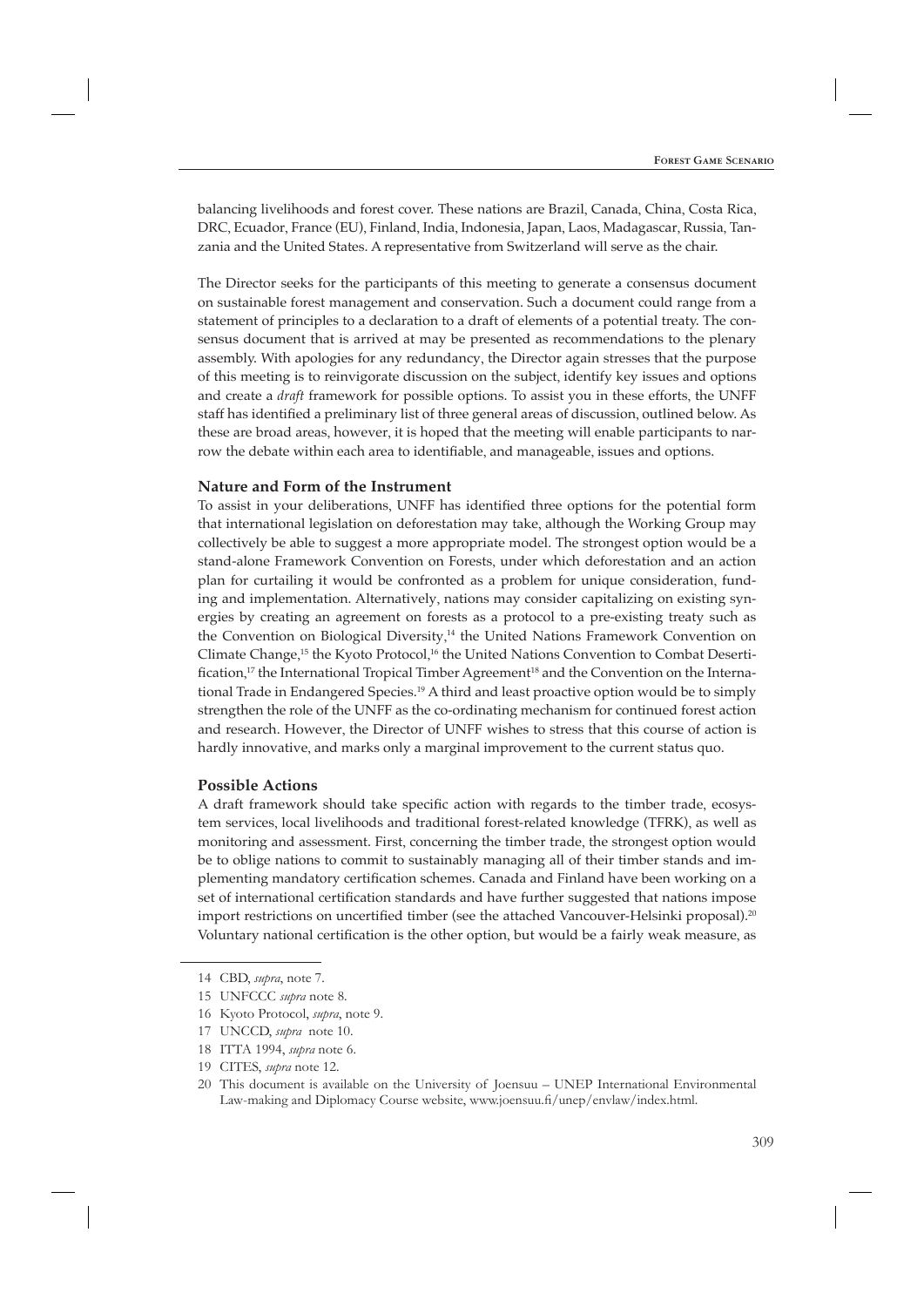balancing livelihoods and forest cover. These nations are Brazil, Canada, China, Costa Rica, DRC, Ecuador, France (EU), Finland, India, Indonesia, Japan, Laos, Madagascar, Russia, Tanzania and the United States. A representative from Switzerland will serve as the chair.

The Director seeks for the participants of this meeting to generate a consensus document on sustainable forest management and conservation. Such a document could range from a statement of principles to a declaration to a draft of elements of a potential treaty. The consensus document that is arrived at may be presented as recommendations to the plenary assembly. With apologies for any redundancy, the Director again stresses that the purpose of this meeting is to reinvigorate discussion on the subject, identify key issues and options and create a *draft* framework for possible options. To assist you in these efforts, the UNFF staff has identified a preliminary list of three general areas of discussion, outlined below. As these are broad areas, however, it is hoped that the meeting will enable participants to narrow the debate within each area to identifiable, and manageable, issues and options.

**Nature and Form of the Instrument**

To assist in your deliberations, UNFF has identified three options for the potential form that international legislation on deforestation may take, although the Working Group may collectively be able to suggest a more appropriate model. The strongest option would be a stand-alone Framework Convention on Forests, under which deforestation and an action plan for curtailing it would be confronted as a problem for unique consideration, funding and implementation. Alternatively, nations may consider capitalizing on existing synergies by creating an agreement on forests as a protocol to a pre-existing treaty such as the Convention on Biological Diversity,[14] the United Nations Framework Convention on Climate Change,[15] the Kyoto Protocol,[16] the United Nations Convention to Combat Desertification,[17] the International Tropical Timber Agreement[18] and the Convention on the International Trade in Endangered Species.[19] A third and least proactive option would be to simply strengthen the role of the UNFF as the co-ordinating mechanism for continued forest action and research. However, the Director of UNFF wishes to stress that this course of action is hardly innovative, and marks only a marginal improvement to the current status quo.

**Possible Actions**

A draft framework should take specific action with regards to the timber trade, ecosystem services, local livelihoods and traditional forest-related knowledge (TFRK), as well as monitoring and assessment. First, concerning the timber trade, the strongest option would be to oblige nations to commit to sustainably managing all of their timber stands and implementing mandatory certification schemes. Canada and Finland have been working on a set of international certification standards and have further suggested that nations impose import restrictions on uncertified timber (see the attached Vancouver-Helsinki proposal).[20] Voluntary national certification is the other option, but would be a fairly weak measure, as

---

14 CBD, *supra*, note 7.

15 UNFCCC *supra* note 8.

16 Kyoto Protocol, *supra*, note 9.

17 UNCCD, *supra* note 10.

18 ITTA 1994, *supra* note 6.

19 CITES, *supra* note 12.

20 This document is available on the University of Joensuu – UNEP International Environmental Law-making and Diplomacy Course website, www.joensuu.fi/unep/envlaw/index.html.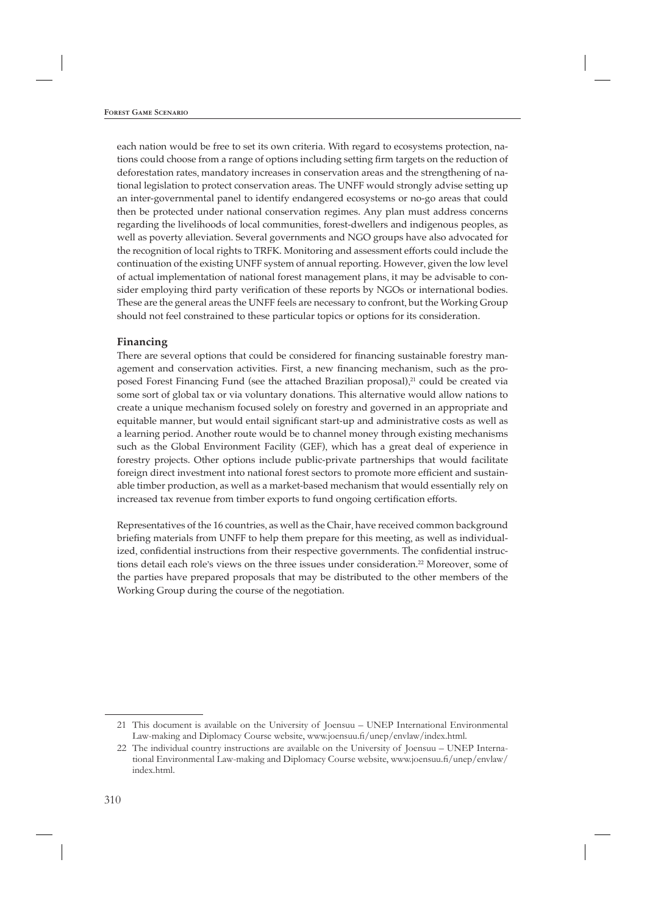each nation would be free to set its own criteria. With regard to ecosystems protection, nations could choose from a range of options including setting firm targets on the reduction of deforestation rates, mandatory increases in conservation areas and the strengthening of national legislation to protect conservation areas. The UNFF would strongly advise setting up an inter-governmental panel to identify endangered ecosystems or no-go areas that could then be protected under national conservation regimes. Any plan must address concerns regarding the livelihoods of local communities, forest-dwellers and indigenous peoples, as well as poverty alleviation. Several governments and NGO groups have also advocated for the recognition of local rights to TRFK. Monitoring and assessment efforts could include the continuation of the existing UNFF system of annual reporting. However, given the low level of actual implementation of national forest management plans, it may be advisable to consider employing third party verification of these reports by NGOs or international bodies. These are the general areas the UNFF feels are necessary to confront, but the Working Group should not feel constrained to these particular topics or options for its consideration.

### Financing

There are several options that could be considered for financing sustainable forestry management and conservation activities. First, a new financing mechanism, such as the proposed Forest Financing Fund (see the attached Brazilian proposal),[21] could be created via some sort of global tax or via voluntary donations. This alternative would allow nations to create a unique mechanism focused solely on forestry and governed in an appropriate and equitable manner, but would entail significant start-up and administrative costs as well as a learning period. Another route would be to channel money through existing mechanisms such as the Global Environment Facility (GEF), which has a great deal of experience in forestry projects. Other options include public-private partnerships that would facilitate foreign direct investment into national forest sectors to promote more efficient and sustainable timber production, as well as a market-based mechanism that would essentially rely on increased tax revenue from timber exports to fund ongoing certification efforts.

Representatives of the 16 countries, as well as the Chair, have received common background briefing materials from UNFF to help them prepare for this meeting, as well as individualized, confidential instructions from their respective governments. The confidential instructions detail each role's views on the three issues under consideration.[22] Moreover, some of the parties have prepared proposals that may be distributed to the other members of the Working Group during the course of the negotiation.

---

21 This document is available on the University of Joensuu – UNEP International Environmental Law-making and Diplomacy Course website, www.joensuu.fi/unep/envlaw/index.html.

22 The individual country instructions are available on the University of Joensuu – UNEP International Environmental Law-making and Diplomacy Course website, www.joensuu.fi/unep/envlaw/index.html.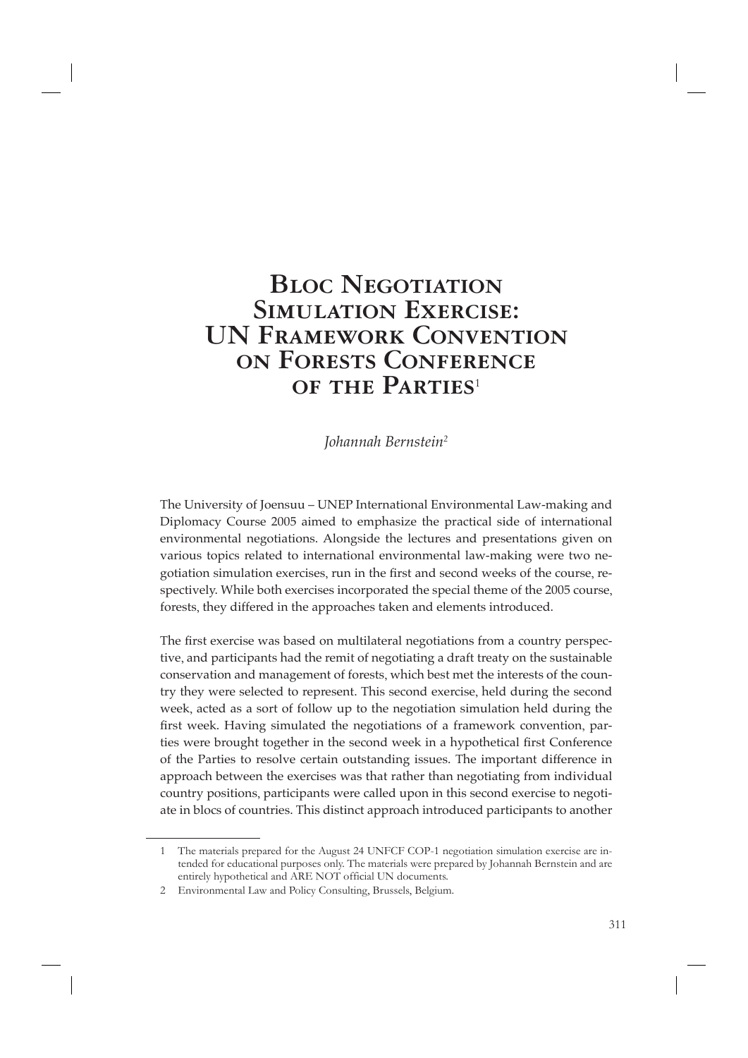# Bloc Negotiation Simulation Exercise: UN Framework Convention on Forests Conference of the Parties[1]

*Johannah Bernstein[2]*

The University of Joensuu – UNEP International Environmental Law-making and Diplomacy Course 2005 aimed to emphasize the practical side of international environmental negotiations. Alongside the lectures and presentations given on various topics related to international environmental law-making were two negotiation simulation exercises, run in the first and second weeks of the course, respectively. While both exercises incorporated the special theme of the 2005 course, forests, they differed in the approaches taken and elements introduced.

The first exercise was based on multilateral negotiations from a country perspective, and participants had the remit of negotiating a draft treaty on the sustainable conservation and management of forests, which best met the interests of the country they were selected to represent. This second exercise, held during the second week, acted as a sort of follow up to the negotiation simulation held during the first week. Having simulated the negotiations of a framework convention, parties were brought together in the second week in a hypothetical first Conference of the Parties to resolve certain outstanding issues. The important difference in approach between the exercises was that rather than negotiating from individual country positions, participants were called upon in this second exercise to negotiate in blocs of countries. This distinct approach introduced participants to another

---

1 The materials prepared for the August 24 UNFCF COP-1 negotiation simulation exercise are intended for educational purposes only. The materials were prepared by Johannah Bernstein and are entirely hypothetical and ARE NOT official UN documents.

2 Environmental Law and Policy Consulting, Brussels, Belgium.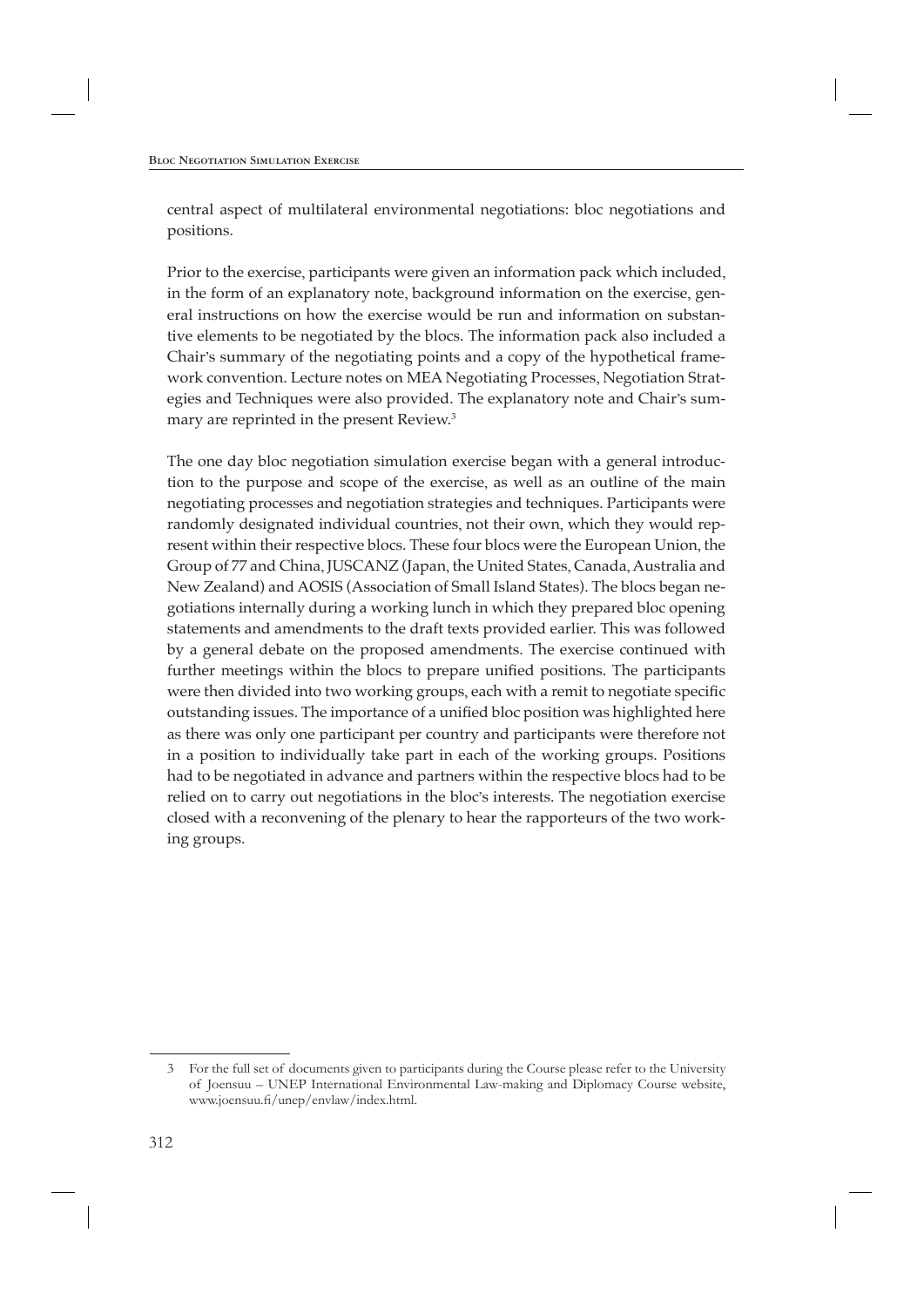central aspect of multilateral environmental negotiations: bloc negotiations and positions.

Prior to the exercise, participants were given an information pack which included, in the form of an explanatory note, background information on the exercise, general instructions on how the exercise would be run and information on substantive elements to be negotiated by the blocs. The information pack also included a Chair's summary of the negotiating points and a copy of the hypothetical framework convention. Lecture notes on MEA Negotiating Processes, Negotiation Strategies and Techniques were also provided. The explanatory note and Chair's summary are reprinted in the present Review.[3]

The one day bloc negotiation simulation exercise began with a general introduction to the purpose and scope of the exercise, as well as an outline of the main negotiating processes and negotiation strategies and techniques. Participants were randomly designated individual countries, not their own, which they would represent within their respective blocs. These four blocs were the European Union, the Group of 77 and China, JUSCANZ (Japan, the United States, Canada, Australia and New Zealand) and AOSIS (Association of Small Island States). The blocs began negotiations internally during a working lunch in which they prepared bloc opening statements and amendments to the draft texts provided earlier. This was followed by a general debate on the proposed amendments. The exercise continued with further meetings within the blocs to prepare unified positions. The participants were then divided into two working groups, each with a remit to negotiate specific outstanding issues. The importance of a unified bloc position was highlighted here as there was only one participant per country and participants were therefore not in a position to individually take part in each of the working groups. Positions had to be negotiated in advance and partners within the respective blocs had to be relied on to carry out negotiations in the bloc's interests. The negotiation exercise closed with a reconvening of the plenary to hear the rapporteurs of the two working groups.

---

3 For the full set of documents given to participants during the Course please refer to the University of Joensuu – UNEP International Environmental Law-making and Diplomacy Course website, www.joensuu.fi/unep/envlaw/index.html.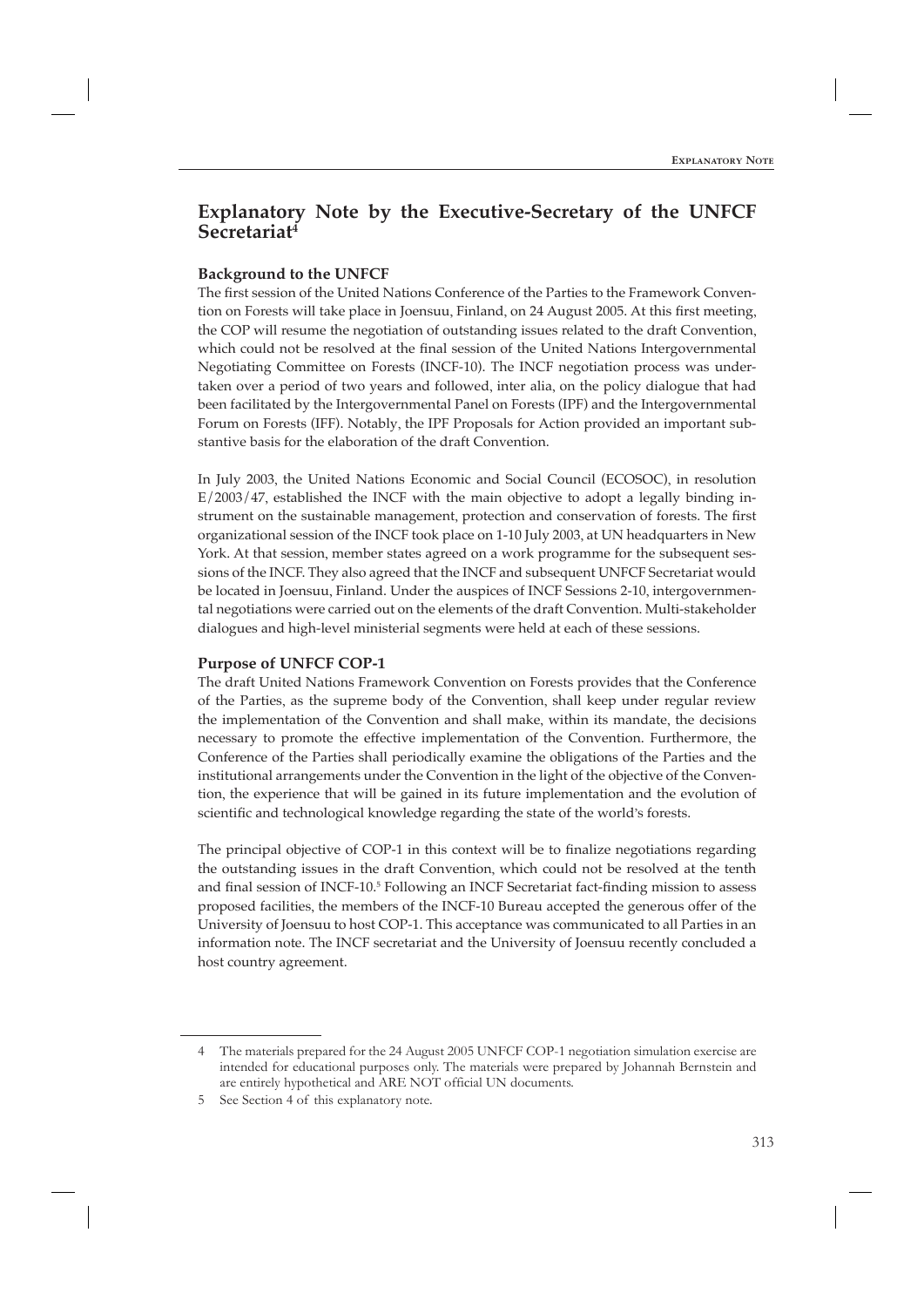## Explanatory Note by the Executive-Secretary of the UNFCF Secretariat[4]

### Background to the UNFCF

The first session of the United Nations Conference of the Parties to the Framework Convention on Forests will take place in Joensuu, Finland, on 24 August 2005. At this first meeting, the COP will resume the negotiation of outstanding issues related to the draft Convention, which could not be resolved at the final session of the United Nations Intergovernmental Negotiating Committee on Forests (INCF-10). The INCF negotiation process was undertaken over a period of two years and followed, inter alia, on the policy dialogue that had been facilitated by the Intergovernmental Panel on Forests (IPF) and the Intergovernmental Forum on Forests (IFF). Notably, the IPF Proposals for Action provided an important substantive basis for the elaboration of the draft Convention.

In July 2003, the United Nations Economic and Social Council (ECOSOC), in resolution E/2003/47, established the INCF with the main objective to adopt a legally binding instrument on the sustainable management, protection and conservation of forests. The first organizational session of the INCF took place on 1-10 July 2003, at UN headquarters in New York. At that session, member states agreed on a work programme for the subsequent sessions of the INCF. They also agreed that the INCF and subsequent UNFCF Secretariat would be located in Joensuu, Finland. Under the auspices of INCF Sessions 2-10, intergovernmental negotiations were carried out on the elements of the draft Convention. Multi-stakeholder dialogues and high-level ministerial segments were held at each of these sessions.

### Purpose of UNFCF COP-1

The draft United Nations Framework Convention on Forests provides that the Conference of the Parties, as the supreme body of the Convention, shall keep under regular review the implementation of the Convention and shall make, within its mandate, the decisions necessary to promote the effective implementation of the Convention. Furthermore, the Conference of the Parties shall periodically examine the obligations of the Parties and the institutional arrangements under the Convention in the light of the objective of the Convention, the experience that will be gained in its future implementation and the evolution of scientific and technological knowledge regarding the state of the world's forests.

The principal objective of COP-1 in this context will be to finalize negotiations regarding the outstanding issues in the draft Convention, which could not be resolved at the tenth and final session of INCF-10.[5] Following an INCF Secretariat fact-finding mission to assess proposed facilities, the members of the INCF-10 Bureau accepted the generous offer of the University of Joensuu to host COP-1. This acceptance was communicated to all Parties in an information note. The INCF secretariat and the University of Joensuu recently concluded a host country agreement.

---

4 The materials prepared for the 24 August 2005 UNFCF COP-1 negotiation simulation exercise are intended for educational purposes only. The materials were prepared by Johannah Bernstein and are entirely hypothetical and ARE NOT official UN documents.

5 See Section 4 of this explanatory note.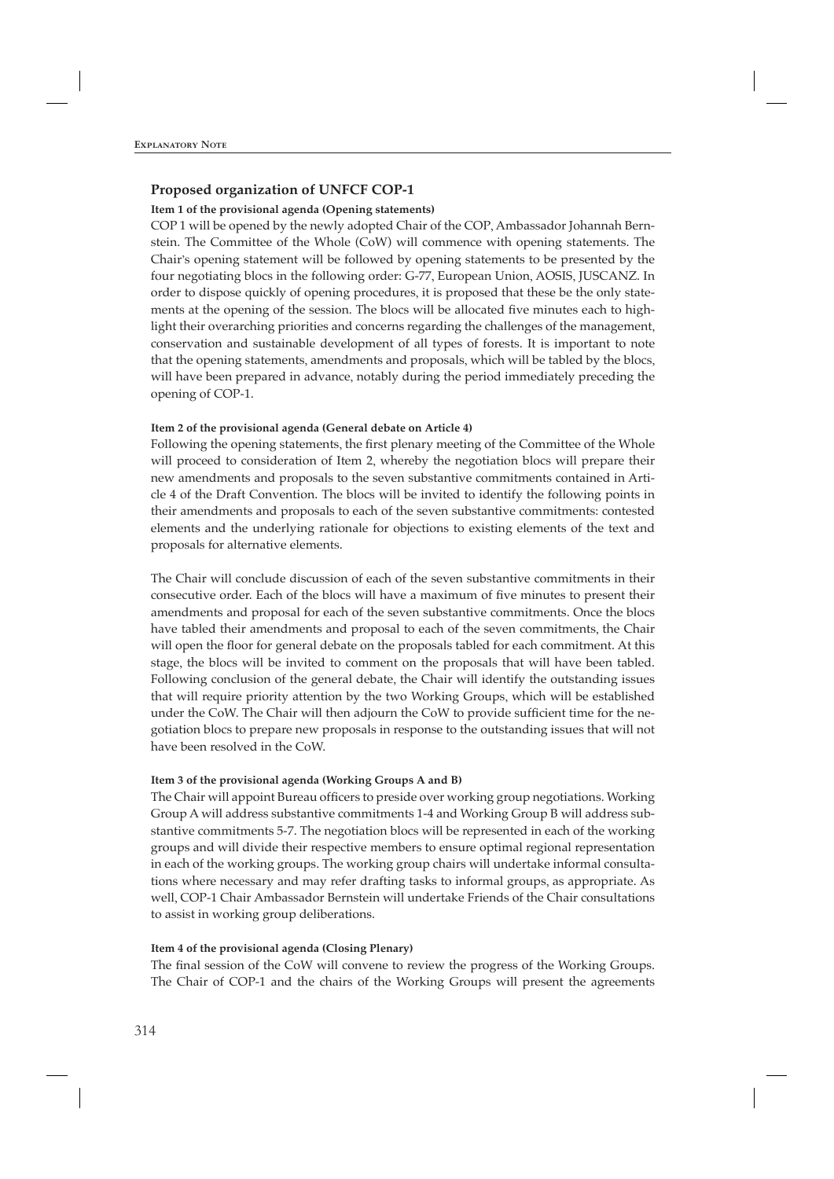## Proposed organization of UNFCF COP-1

**Item 1 of the provisional agenda (Opening statements)**

COP 1 will be opened by the newly adopted Chair of the COP, Ambassador Johannah Bernstein. The Committee of the Whole (CoW) will commence with opening statements. The Chair's opening statement will be followed by opening statements to be presented by the four negotiating blocs in the following order: G-77, European Union, AOSIS, JUSCANZ. In order to dispose quickly of opening procedures, it is proposed that these be the only statements at the opening of the session. The blocs will be allocated five minutes each to highlight their overarching priorities and concerns regarding the challenges of the management, conservation and sustainable development of all types of forests. It is important to note that the opening statements, amendments and proposals, which will be tabled by the blocs, will have been prepared in advance, notably during the period immediately preceding the opening of COP-1.

**Item 2 of the provisional agenda (General debate on Article 4)**

Following the opening statements, the first plenary meeting of the Committee of the Whole will proceed to consideration of Item 2, whereby the negotiation blocs will prepare their new amendments and proposals to the seven substantive commitments contained in Article 4 of the Draft Convention. The blocs will be invited to identify the following points in their amendments and proposals to each of the seven substantive commitments: contested elements and the underlying rationale for objections to existing elements of the text and proposals for alternative elements.

The Chair will conclude discussion of each of the seven substantive commitments in their consecutive order. Each of the blocs will have a maximum of five minutes to present their amendments and proposal for each of the seven substantive commitments. Once the blocs have tabled their amendments and proposal to each of the seven commitments, the Chair will open the floor for general debate on the proposals tabled for each commitment. At this stage, the blocs will be invited to comment on the proposals that will have been tabled. Following conclusion of the general debate, the Chair will identify the outstanding issues that will require priority attention by the two Working Groups, which will be established under the CoW. The Chair will then adjourn the CoW to provide sufficient time for the negotiation blocs to prepare new proposals in response to the outstanding issues that will not have been resolved in the CoW.

**Item 3 of the provisional agenda (Working Groups A and B)**

The Chair will appoint Bureau officers to preside over working group negotiations. Working Group A will address substantive commitments 1-4 and Working Group B will address substantive commitments 5-7. The negotiation blocs will be represented in each of the working groups and will divide their respective members to ensure optimal regional representation in each of the working groups. The working group chairs will undertake informal consultations where necessary and may refer drafting tasks to informal groups, as appropriate. As well, COP-1 Chair Ambassador Bernstein will undertake Friends of the Chair consultations to assist in working group deliberations.

**Item 4 of the provisional agenda (Closing Plenary)**

The final session of the CoW will convene to review the progress of the Working Groups. The Chair of COP-1 and the chairs of the Working Groups will present the agreements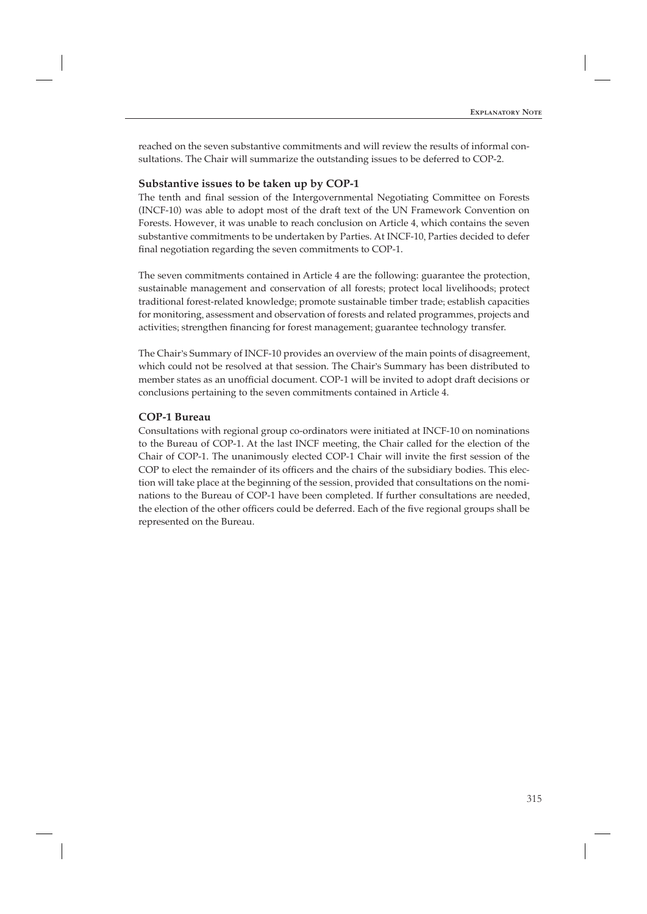reached on the seven substantive commitments and will review the results of informal consultations. The Chair will summarize the outstanding issues to be deferred to COP-2.

### Substantive issues to be taken up by COP-1

The tenth and final session of the Intergovernmental Negotiating Committee on Forests (INCF-10) was able to adopt most of the draft text of the UN Framework Convention on Forests. However, it was unable to reach conclusion on Article 4, which contains the seven substantive commitments to be undertaken by Parties. At INCF-10, Parties decided to defer final negotiation regarding the seven commitments to COP-1.

The seven commitments contained in Article 4 are the following: guarantee the protection, sustainable management and conservation of all forests; protect local livelihoods; protect traditional forest-related knowledge; promote sustainable timber trade; establish capacities for monitoring, assessment and observation of forests and related programmes, projects and activities; strengthen financing for forest management; guarantee technology transfer.

The Chair's Summary of INCF-10 provides an overview of the main points of disagreement, which could not be resolved at that session. The Chair's Summary has been distributed to member states as an unofficial document. COP-1 will be invited to adopt draft decisions or conclusions pertaining to the seven commitments contained in Article 4.

### COP-1 Bureau

Consultations with regional group co-ordinators were initiated at INCF-10 on nominations to the Bureau of COP-1. At the last INCF meeting, the Chair called for the election of the Chair of COP-1. The unanimously elected COP-1 Chair will invite the first session of the COP to elect the remainder of its officers and the chairs of the subsidiary bodies. This election will take place at the beginning of the session, provided that consultations on the nominations to the Bureau of COP-1 have been completed. If further consultations are needed, the election of the other officers could be deferred. Each of the five regional groups shall be represented on the Bureau.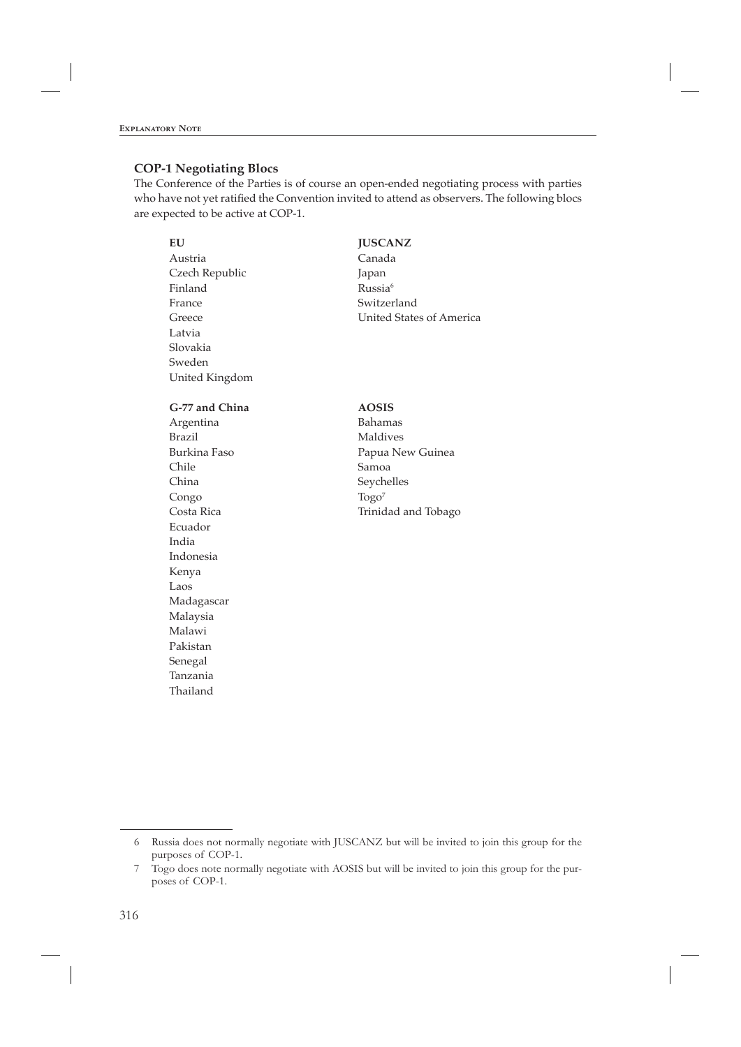## COP-1 Negotiating Blocs

The Conference of the Parties is of course an open-ended negotiating process with parties who have not yet ratified the Convention invited to attend as observers. The following blocs are expected to be active at COP-1.

**EU**

Austria
Czech Republic
Finland
France
Greece
Latvia
Slovakia
Sweden
United Kingdom

**JUSCANZ**

Canada
Japan
Russia[6]
Switzerland
United States of America

**G-77 and China**

Argentina
Brazil
Burkina Faso
Chile
China
Congo
Costa Rica
Ecuador
India
Indonesia
Kenya
Laos
Madagascar
Malaysia
Malawi
Pakistan
Senegal
Tanzania
Thailand

**AOSIS**

Bahamas
Maldives
Papua New Guinea
Samoa
Seychelles
Togo[7]
Trinidad and Tobago

---

6 Russia does not normally negotiate with JUSCANZ but will be invited to join this group for the purposes of COP-1.

7 Togo does note normally negotiate with AOSIS but will be invited to join this group for the purposes of COP-1.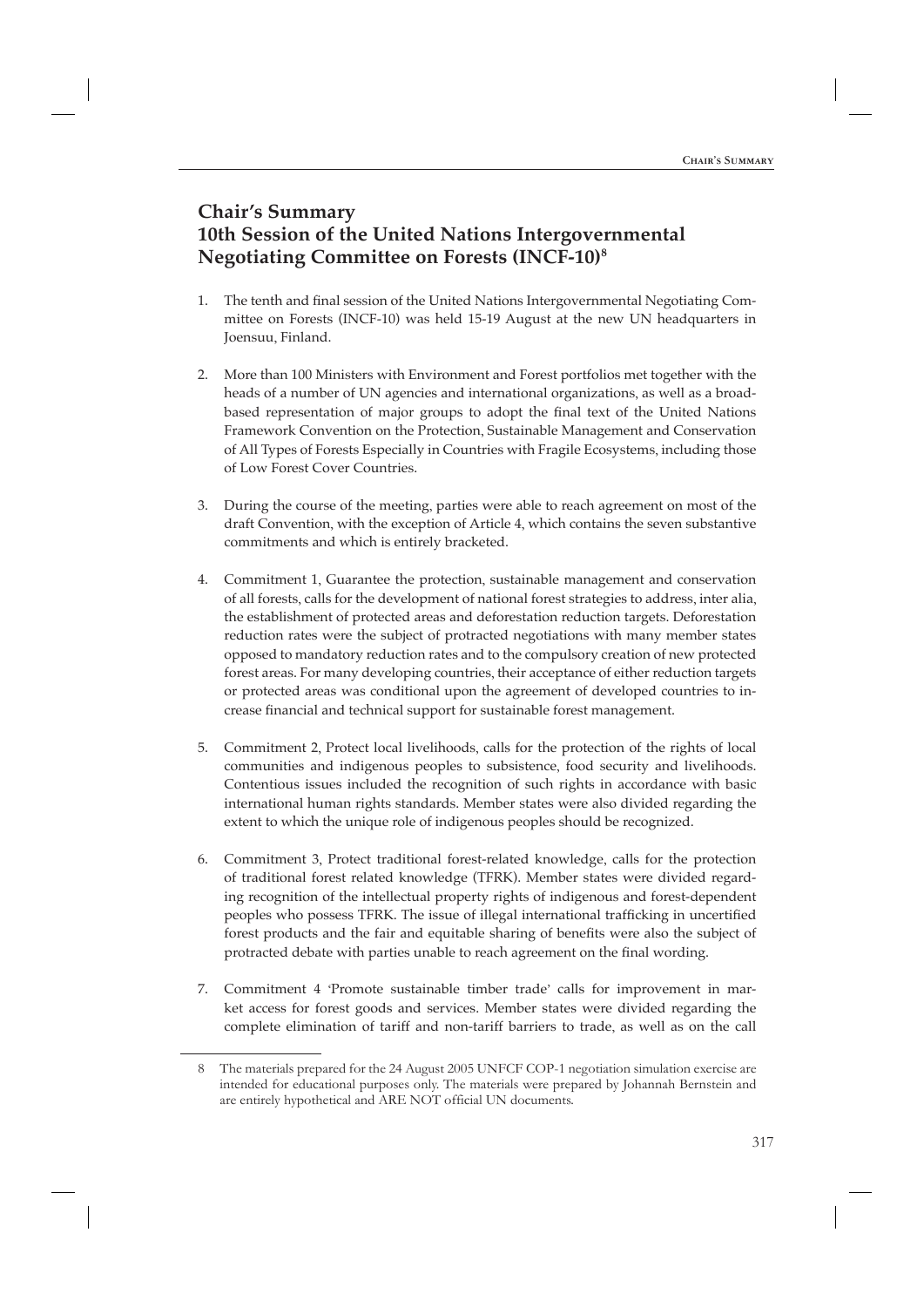# Chair's Summary
# 10th Session of the United Nations Intergovernmental Negotiating Committee on Forests (INCF-10)[8]

1. The tenth and final session of the United Nations Intergovernmental Negotiating Committee on Forests (INCF-10) was held 15-19 August at the new UN headquarters in Joensuu, Finland.

2. More than 100 Ministers with Environment and Forest portfolios met together with the heads of a number of UN agencies and international organizations, as well as a broad-based representation of major groups to adopt the final text of the United Nations Framework Convention on the Protection, Sustainable Management and Conservation of All Types of Forests Especially in Countries with Fragile Ecosystems, including those of Low Forest Cover Countries.

3. During the course of the meeting, parties were able to reach agreement on most of the draft Convention, with the exception of Article 4, which contains the seven substantive commitments and which is entirely bracketed.

4. Commitment 1, Guarantee the protection, sustainable management and conservation of all forests, calls for the development of national forest strategies to address, inter alia, the establishment of protected areas and deforestation reduction targets. Deforestation reduction rates were the subject of protracted negotiations with many member states opposed to mandatory reduction rates and to the compulsory creation of new protected forest areas. For many developing countries, their acceptance of either reduction targets or protected areas was conditional upon the agreement of developed countries to increase financial and technical support for sustainable forest management.

5. Commitment 2, Protect local livelihoods, calls for the protection of the rights of local communities and indigenous peoples to subsistence, food security and livelihoods. Contentious issues included the recognition of such rights in accordance with basic international human rights standards. Member states were also divided regarding the extent to which the unique role of indigenous peoples should be recognized.

6. Commitment 3, Protect traditional forest-related knowledge, calls for the protection of traditional forest related knowledge (TFRK). Member states were divided regarding recognition of the intellectual property rights of indigenous and forest-dependent peoples who possess TFRK. The issue of illegal international trafficking in uncertified forest products and the fair and equitable sharing of benefits were also the subject of protracted debate with parties unable to reach agreement on the final wording.

7. Commitment 4 'Promote sustainable timber trade' calls for improvement in market access for forest goods and services. Member states were divided regarding the complete elimination of tariff and non-tariff barriers to trade, as well as on the call

---

8 The materials prepared for the 24 August 2005 UNFCF COP-1 negotiation simulation exercise are intended for educational purposes only. The materials were prepared by Johannah Bernstein and are entirely hypothetical and ARE NOT official UN documents.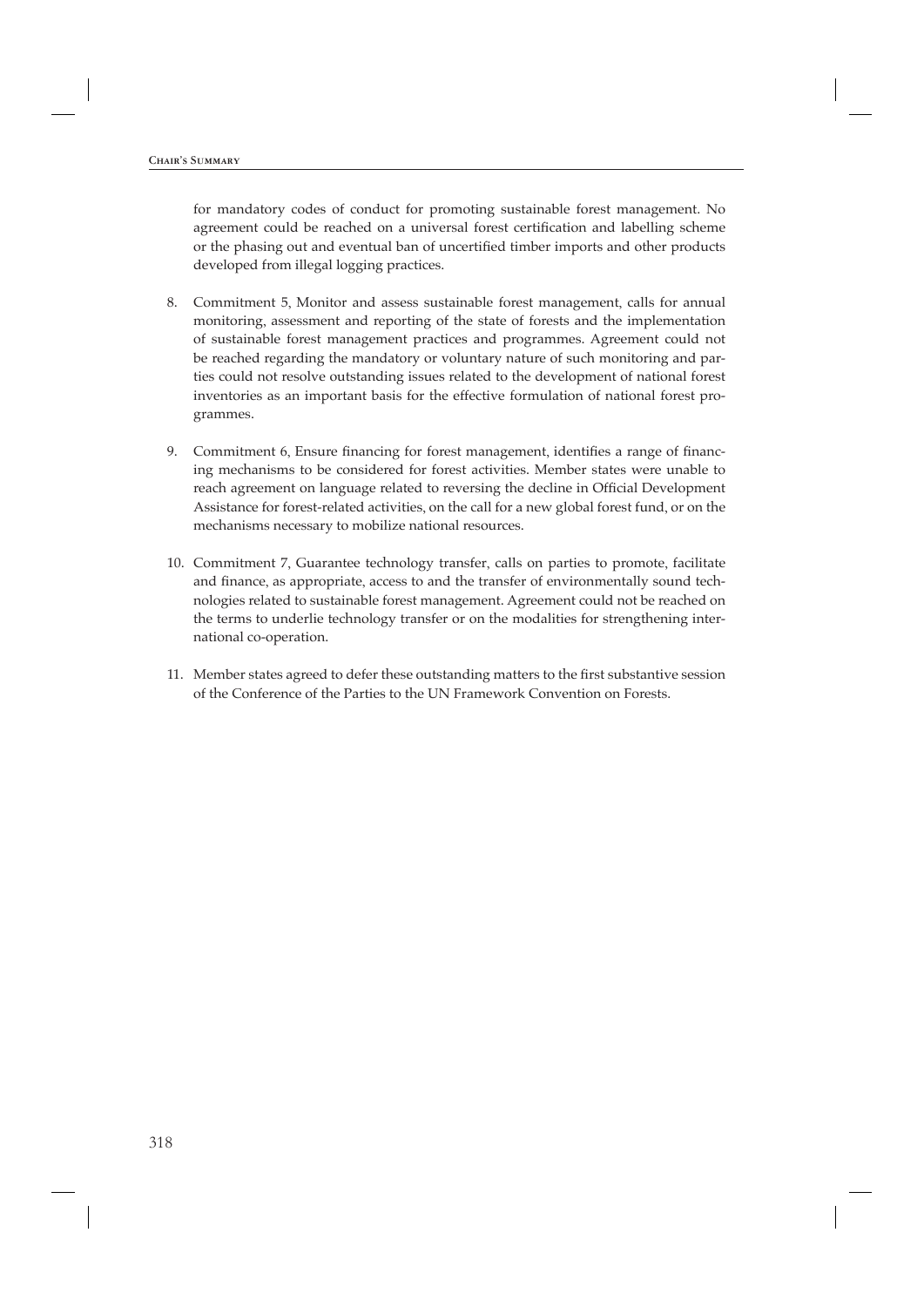for mandatory codes of conduct for promoting sustainable forest management. No agreement could be reached on a universal forest certification and labelling scheme or the phasing out and eventual ban of uncertified timber imports and other products developed from illegal logging practices.

8. Commitment 5, Monitor and assess sustainable forest management, calls for annual monitoring, assessment and reporting of the state of forests and the implementation of sustainable forest management practices and programmes. Agreement could not be reached regarding the mandatory or voluntary nature of such monitoring and parties could not resolve outstanding issues related to the development of national forest inventories as an important basis for the effective formulation of national forest programmes.

9. Commitment 6, Ensure financing for forest management, identifies a range of financing mechanisms to be considered for forest activities. Member states were unable to reach agreement on language related to reversing the decline in Official Development Assistance for forest-related activities, on the call for a new global forest fund, or on the mechanisms necessary to mobilize national resources.

10. Commitment 7, Guarantee technology transfer, calls on parties to promote, facilitate and finance, as appropriate, access to and the transfer of environmentally sound technologies related to sustainable forest management. Agreement could not be reached on the terms to underlie technology transfer or on the modalities for strengthening international co-operation.

11. Member states agreed to defer these outstanding matters to the first substantive session of the Conference of the Parties to the UN Framework Convention on Forests.